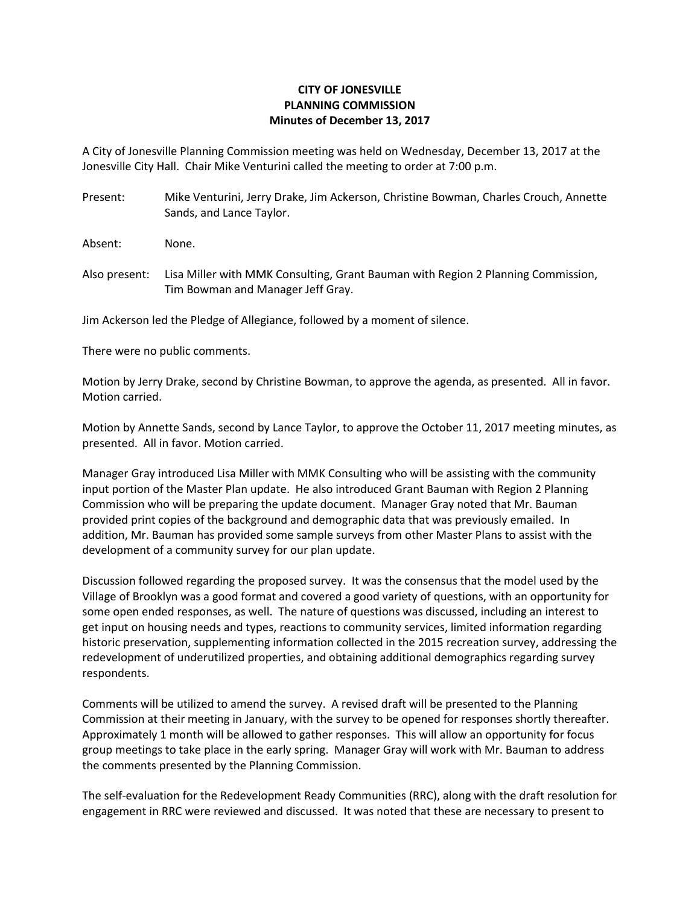**CITY OF JONESVILLE**
**PLANNING COMMISSION**
**Minutes of December 13, 2017**

A City of Jonesville Planning Commission meeting was held on Wednesday, December 13, 2017 at the Jonesville City Hall. Chair Mike Venturini called the meeting to order at 7:00 p.m.

Present: Mike Venturini, Jerry Drake, Jim Ackerson, Christine Bowman, Charles Crouch, Annette Sands, and Lance Taylor.

Absent: None.

Also present: Lisa Miller with MMK Consulting, Grant Bauman with Region 2 Planning Commission, Tim Bowman and Manager Jeff Gray.

Jim Ackerson led the Pledge of Allegiance, followed by a moment of silence.

There were no public comments.

Motion by Jerry Drake, second by Christine Bowman, to approve the agenda, as presented. All in favor. Motion carried.

Motion by Annette Sands, second by Lance Taylor, to approve the October 11, 2017 meeting minutes, as presented. All in favor. Motion carried.

Manager Gray introduced Lisa Miller with MMK Consulting who will be assisting with the community input portion of the Master Plan update. He also introduced Grant Bauman with Region 2 Planning Commission who will be preparing the update document. Manager Gray noted that Mr. Bauman provided print copies of the background and demographic data that was previously emailed. In addition, Mr. Bauman has provided some sample surveys from other Master Plans to assist with the development of a community survey for our plan update.

Discussion followed regarding the proposed survey. It was the consensus that the model used by the Village of Brooklyn was a good format and covered a good variety of questions, with an opportunity for some open ended responses, as well. The nature of questions was discussed, including an interest to get input on housing needs and types, reactions to community services, limited information regarding historic preservation, supplementing information collected in the 2015 recreation survey, addressing the redevelopment of underutilized properties, and obtaining additional demographics regarding survey respondents.

Comments will be utilized to amend the survey. A revised draft will be presented to the Planning Commission at their meeting in January, with the survey to be opened for responses shortly thereafter. Approximately 1 month will be allowed to gather responses. This will allow an opportunity for focus group meetings to take place in the early spring. Manager Gray will work with Mr. Bauman to address the comments presented by the Planning Commission.

The self-evaluation for the Redevelopment Ready Communities (RRC), along with the draft resolution for engagement in RRC were reviewed and discussed. It was noted that these are necessary to present to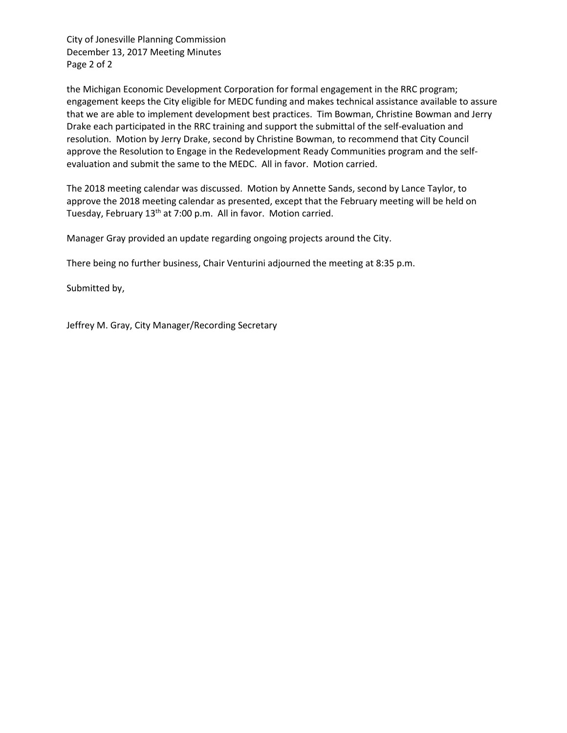the Michigan Economic Development Corporation for formal engagement in the RRC program; engagement keeps the City eligible for MEDC funding and makes technical assistance available to assure that we are able to implement development best practices. Tim Bowman, Christine Bowman and Jerry Drake each participated in the RRC training and support the submittal of the self-evaluation and resolution. Motion by Jerry Drake, second by Christine Bowman, to recommend that City Council approve the Resolution to Engage in the Redevelopment Ready Communities program and the self-evaluation and submit the same to the MEDC. All in favor. Motion carried.

The 2018 meeting calendar was discussed. Motion by Annette Sands, second by Lance Taylor, to approve the 2018 meeting calendar as presented, except that the February meeting will be held on Tuesday, February 13th at 7:00 p.m. All in favor. Motion carried.

Manager Gray provided an update regarding ongoing projects around the City.

There being no further business, Chair Venturini adjourned the meeting at 8:35 p.m.

Submitted by,

Jeffrey M. Gray, City Manager/Recording Secretary